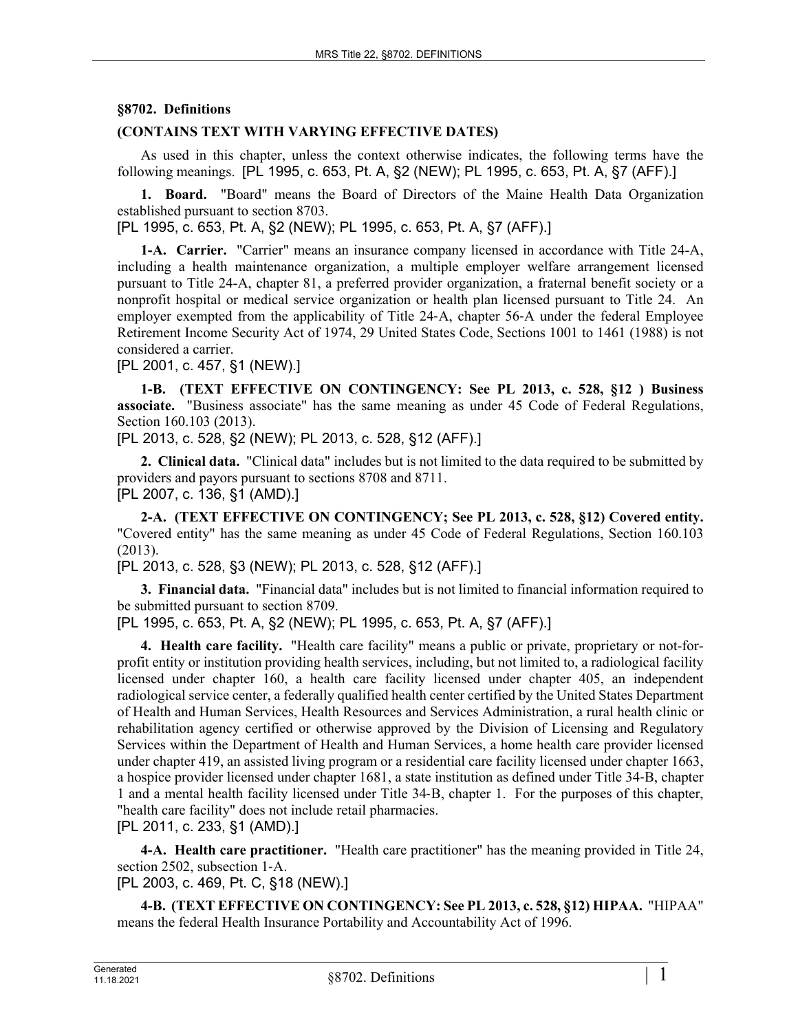### §8702. Definitions

**(CONTAINS TEXT WITH VARYING EFFECTIVE DATES)**

As used in this chapter, unless the context otherwise indicates, the following terms have the following meanings. [PL 1995, c. 653, Pt. A, §2 (NEW); PL 1995, c. 653, Pt. A, §7 (AFF).]

**1. Board.** "Board" means the Board of Directors of the Maine Health Data Organization established pursuant to section 8703.

[PL 1995, c. 653, Pt. A, §2 (NEW); PL 1995, c. 653, Pt. A, §7 (AFF).]

**1-A. Carrier.** "Carrier" means an insurance company licensed in accordance with Title 24-A, including a health maintenance organization, a multiple employer welfare arrangement licensed pursuant to Title 24-A, chapter 81, a preferred provider organization, a fraternal benefit society or a nonprofit hospital or medical service organization or health plan licensed pursuant to Title 24. An employer exempted from the applicability of Title 24-A, chapter 56-A under the federal Employee Retirement Income Security Act of 1974, 29 United States Code, Sections 1001 to 1461 (1988) is not considered a carrier.

[PL 2001, c. 457, §1 (NEW).]

**1-B. (TEXT EFFECTIVE ON CONTINGENCY: See PL 2013, c. 528, §12 ) Business associate.** "Business associate" has the same meaning as under 45 Code of Federal Regulations, Section 160.103 (2013).

[PL 2013, c. 528, §2 (NEW); PL 2013, c. 528, §12 (AFF).]

**2. Clinical data.** "Clinical data" includes but is not limited to the data required to be submitted by providers and payors pursuant to sections 8708 and 8711.

[PL 2007, c. 136, §1 (AMD).]

**2-A. (TEXT EFFECTIVE ON CONTINGENCY; See PL 2013, c. 528, §12) Covered entity.** "Covered entity" has the same meaning as under 45 Code of Federal Regulations, Section 160.103 (2013).

[PL 2013, c. 528, §3 (NEW); PL 2013, c. 528, §12 (AFF).]

**3. Financial data.** "Financial data" includes but is not limited to financial information required to be submitted pursuant to section 8709.

[PL 1995, c. 653, Pt. A, §2 (NEW); PL 1995, c. 653, Pt. A, §7 (AFF).]

**4. Health care facility.** "Health care facility" means a public or private, proprietary or not-for-profit entity or institution providing health services, including, but not limited to, a radiological facility licensed under chapter 160, a health care facility licensed under chapter 405, an independent radiological service center, a federally qualified health center certified by the United States Department of Health and Human Services, Health Resources and Services Administration, a rural health clinic or rehabilitation agency certified or otherwise approved by the Division of Licensing and Regulatory Services within the Department of Health and Human Services, a home health care provider licensed under chapter 419, an assisted living program or a residential care facility licensed under chapter 1663, a hospice provider licensed under chapter 1681, a state institution as defined under Title 34-B, chapter 1 and a mental health facility licensed under Title 34-B, chapter 1. For the purposes of this chapter, "health care facility" does not include retail pharmacies.

[PL 2011, c. 233, §1 (AMD).]

**4-A. Health care practitioner.** "Health care practitioner" has the meaning provided in Title 24, section 2502, subsection 1-A.

[PL 2003, c. 469, Pt. C, §18 (NEW).]

**4-B. (TEXT EFFECTIVE ON CONTINGENCY: See PL 2013, c. 528, §12) HIPAA.** "HIPAA" means the federal Health Insurance Portability and Accountability Act of 1996.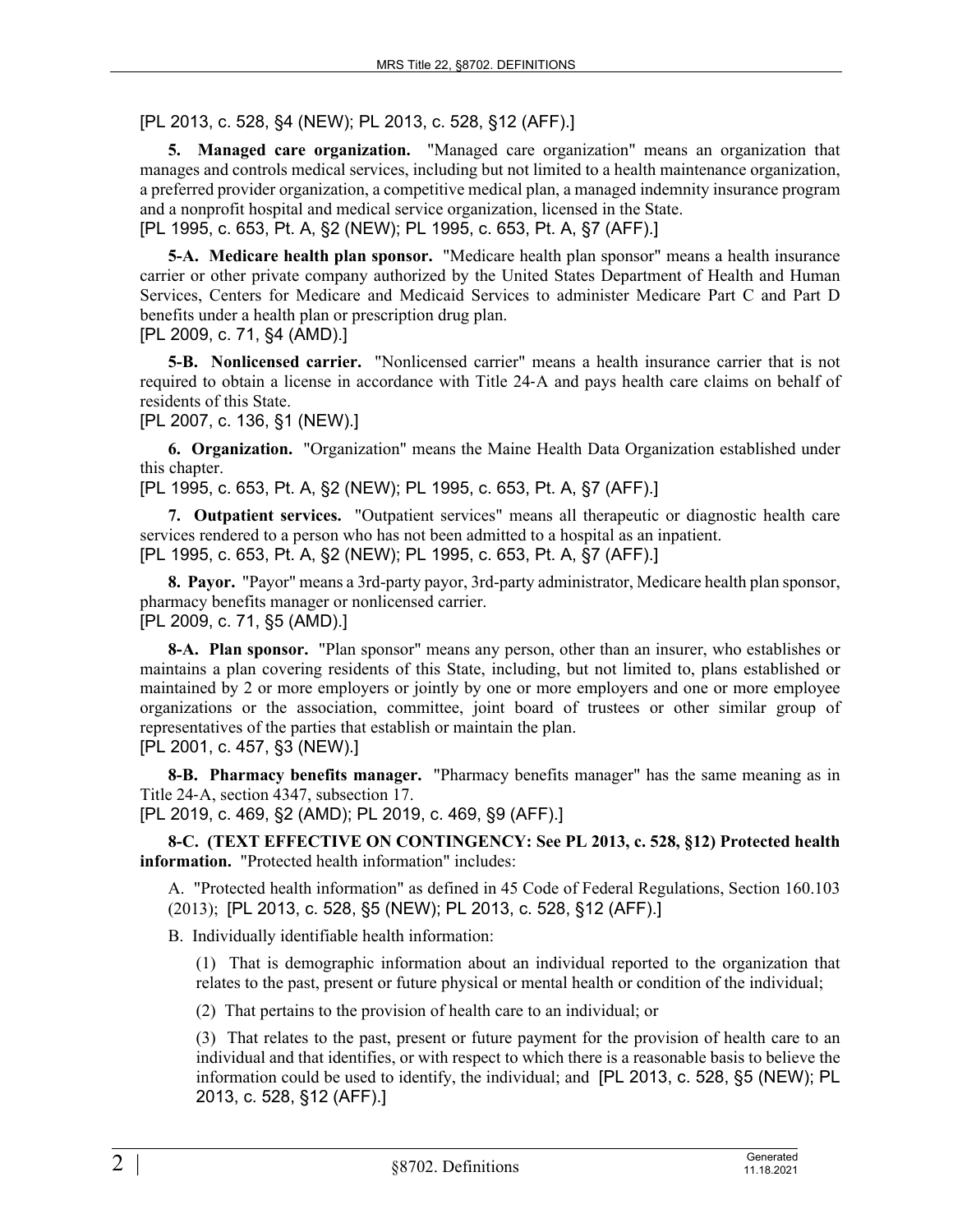[PL 2013, c. 528, §4 (NEW); PL 2013, c. 528, §12 (AFF).]

**5. Managed care organization.** "Managed care organization" means an organization that manages and controls medical services, including but not limited to a health maintenance organization, a preferred provider organization, a competitive medical plan, a managed indemnity insurance program and a nonprofit hospital and medical service organization, licensed in the State.
[PL 1995, c. 653, Pt. A, §2 (NEW); PL 1995, c. 653, Pt. A, §7 (AFF).]

**5-A. Medicare health plan sponsor.** "Medicare health plan sponsor" means a health insurance carrier or other private company authorized by the United States Department of Health and Human Services, Centers for Medicare and Medicaid Services to administer Medicare Part C and Part D benefits under a health plan or prescription drug plan.
[PL 2009, c. 71, §4 (AMD).]

**5-B. Nonlicensed carrier.** "Nonlicensed carrier" means a health insurance carrier that is not required to obtain a license in accordance with Title 24‑A and pays health care claims on behalf of residents of this State.
[PL 2007, c. 136, §1 (NEW).]

**6. Organization.** "Organization" means the Maine Health Data Organization established under this chapter.
[PL 1995, c. 653, Pt. A, §2 (NEW); PL 1995, c. 653, Pt. A, §7 (AFF).]

**7. Outpatient services.** "Outpatient services" means all therapeutic or diagnostic health care services rendered to a person who has not been admitted to a hospital as an inpatient.
[PL 1995, c. 653, Pt. A, §2 (NEW); PL 1995, c. 653, Pt. A, §7 (AFF).]

**8. Payor.** "Payor" means a 3rd-party payor, 3rd-party administrator, Medicare health plan sponsor, pharmacy benefits manager or nonlicensed carrier.
[PL 2009, c. 71, §5 (AMD).]

**8-A. Plan sponsor.** "Plan sponsor" means any person, other than an insurer, who establishes or maintains a plan covering residents of this State, including, but not limited to, plans established or maintained by 2 or more employers or jointly by one or more employers and one or more employee organizations or the association, committee, joint board of trustees or other similar group of representatives of the parties that establish or maintain the plan.
[PL 2001, c. 457, §3 (NEW).]

**8-B. Pharmacy benefits manager.** "Pharmacy benefits manager" has the same meaning as in Title 24‑A, section 4347, subsection 17.
[PL 2019, c. 469, §2 (AMD); PL 2019, c. 469, §9 (AFF).]

**8-C. (TEXT EFFECTIVE ON CONTINGENCY: See PL 2013, c. 528, §12) Protected health information.** "Protected health information" includes:

A. "Protected health information" as defined in 45 Code of Federal Regulations, Section 160.103 (2013); [PL 2013, c. 528, §5 (NEW); PL 2013, c. 528, §12 (AFF).]

B. Individually identifiable health information:

(1) That is demographic information about an individual reported to the organization that relates to the past, present or future physical or mental health or condition of the individual;

(2) That pertains to the provision of health care to an individual; or

(3) That relates to the past, present or future payment for the provision of health care to an individual and that identifies, or with respect to which there is a reasonable basis to believe the information could be used to identify, the individual; and [PL 2013, c. 528, §5 (NEW); PL 2013, c. 528, §12 (AFF).]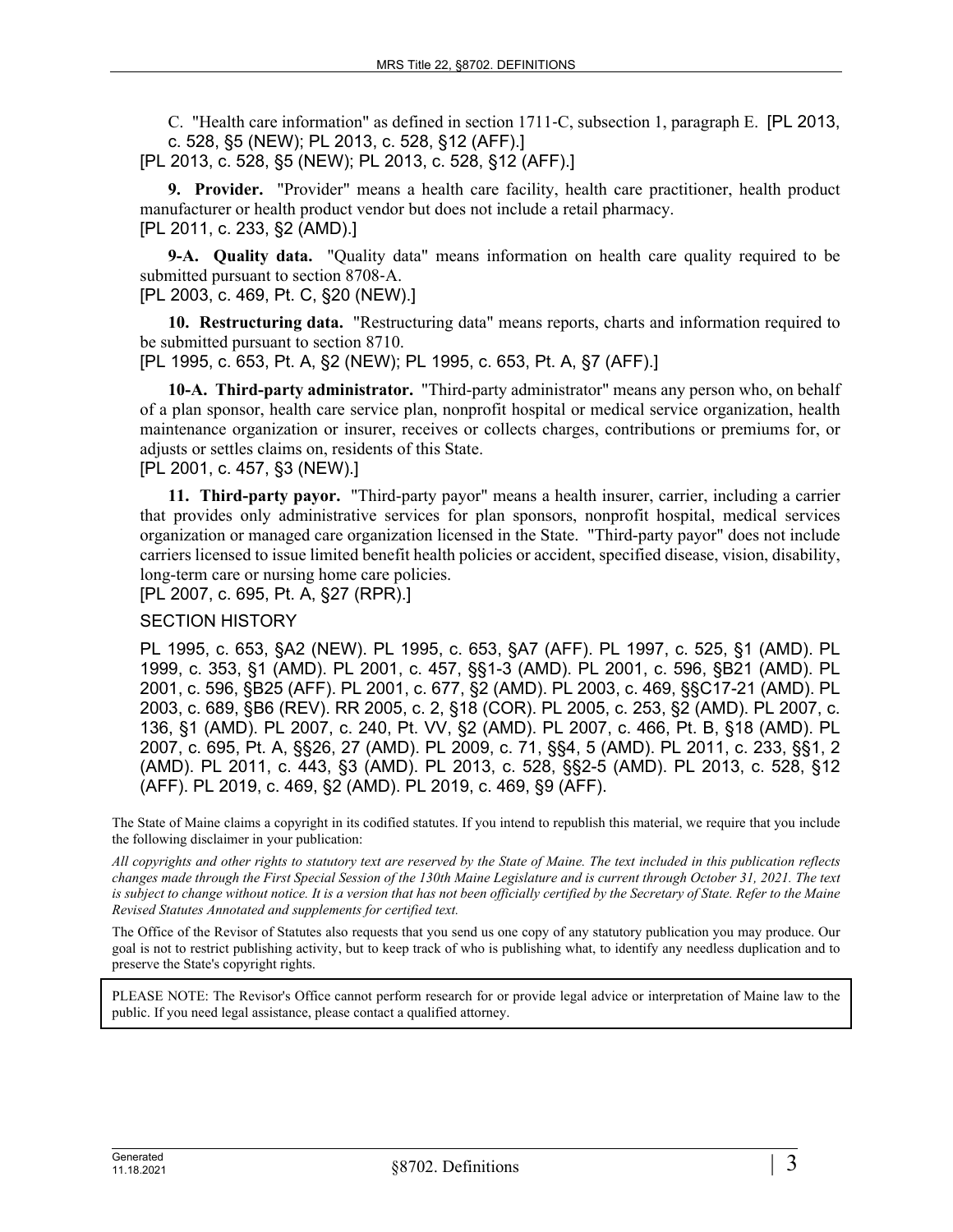C. "Health care information" as defined in section 1711-C, subsection 1, paragraph E. [PL 2013, c. 528, §5 (NEW); PL 2013, c. 528, §12 (AFF).]

[PL 2013, c. 528, §5 (NEW); PL 2013, c. 528, §12 (AFF).]

**9. Provider.** "Provider" means a health care facility, health care practitioner, health product manufacturer or health product vendor but does not include a retail pharmacy.
[PL 2011, c. 233, §2 (AMD).]

**9-A. Quality data.** "Quality data" means information on health care quality required to be submitted pursuant to section 8708-A.
[PL 2003, c. 469, Pt. C, §20 (NEW).]

**10. Restructuring data.** "Restructuring data" means reports, charts and information required to be submitted pursuant to section 8710.
[PL 1995, c. 653, Pt. A, §2 (NEW); PL 1995, c. 653, Pt. A, §7 (AFF).]

**10-A. Third-party administrator.** "Third-party administrator" means any person who, on behalf of a plan sponsor, health care service plan, nonprofit hospital or medical service organization, health maintenance organization or insurer, receives or collects charges, contributions or premiums for, or adjusts or settles claims on, residents of this State.
[PL 2001, c. 457, §3 (NEW).]

**11. Third-party payor.** "Third-party payor" means a health insurer, carrier, including a carrier that provides only administrative services for plan sponsors, nonprofit hospital, medical services organization or managed care organization licensed in the State. "Third-party payor" does not include carriers licensed to issue limited benefit health policies or accident, specified disease, vision, disability, long-term care or nursing home care policies.
[PL 2007, c. 695, Pt. A, §27 (RPR).]

SECTION HISTORY

PL 1995, c. 653, §A2 (NEW). PL 1995, c. 653, §A7 (AFF). PL 1997, c. 525, §1 (AMD). PL 1999, c. 353, §1 (AMD). PL 2001, c. 457, §§1-3 (AMD). PL 2001, c. 596, §B21 (AMD). PL 2001, c. 596, §B25 (AFF). PL 2001, c. 677, §2 (AMD). PL 2003, c. 469, §§C17-21 (AMD). PL 2003, c. 689, §B6 (REV). RR 2005, c. 2, §18 (COR). PL 2005, c. 253, §2 (AMD). PL 2007, c. 136, §1 (AMD). PL 2007, c. 240, Pt. VV, §2 (AMD). PL 2007, c. 466, Pt. B, §18 (AMD). PL 2007, c. 695, Pt. A, §§26, 27 (AMD). PL 2009, c. 71, §§4, 5 (AMD). PL 2011, c. 233, §§1, 2 (AMD). PL 2011, c. 443, §3 (AMD). PL 2013, c. 528, §§2-5 (AMD). PL 2013, c. 528, §12 (AFF). PL 2019, c. 469, §2 (AMD). PL 2019, c. 469, §9 (AFF).

The State of Maine claims a copyright in its codified statutes. If you intend to republish this material, we require that you include the following disclaimer in your publication:

*All copyrights and other rights to statutory text are reserved by the State of Maine. The text included in this publication reflects changes made through the First Special Session of the 130th Maine Legislature and is current through October 31, 2021. The text is subject to change without notice. It is a version that has not been officially certified by the Secretary of State. Refer to the Maine Revised Statutes Annotated and supplements for certified text.*

The Office of the Revisor of Statutes also requests that you send us one copy of any statutory publication you may produce. Our goal is not to restrict publishing activity, but to keep track of who is publishing what, to identify any needless duplication and to preserve the State's copyright rights.

PLEASE NOTE: The Revisor's Office cannot perform research for or provide legal advice or interpretation of Maine law to the public. If you need legal assistance, please contact a qualified attorney.